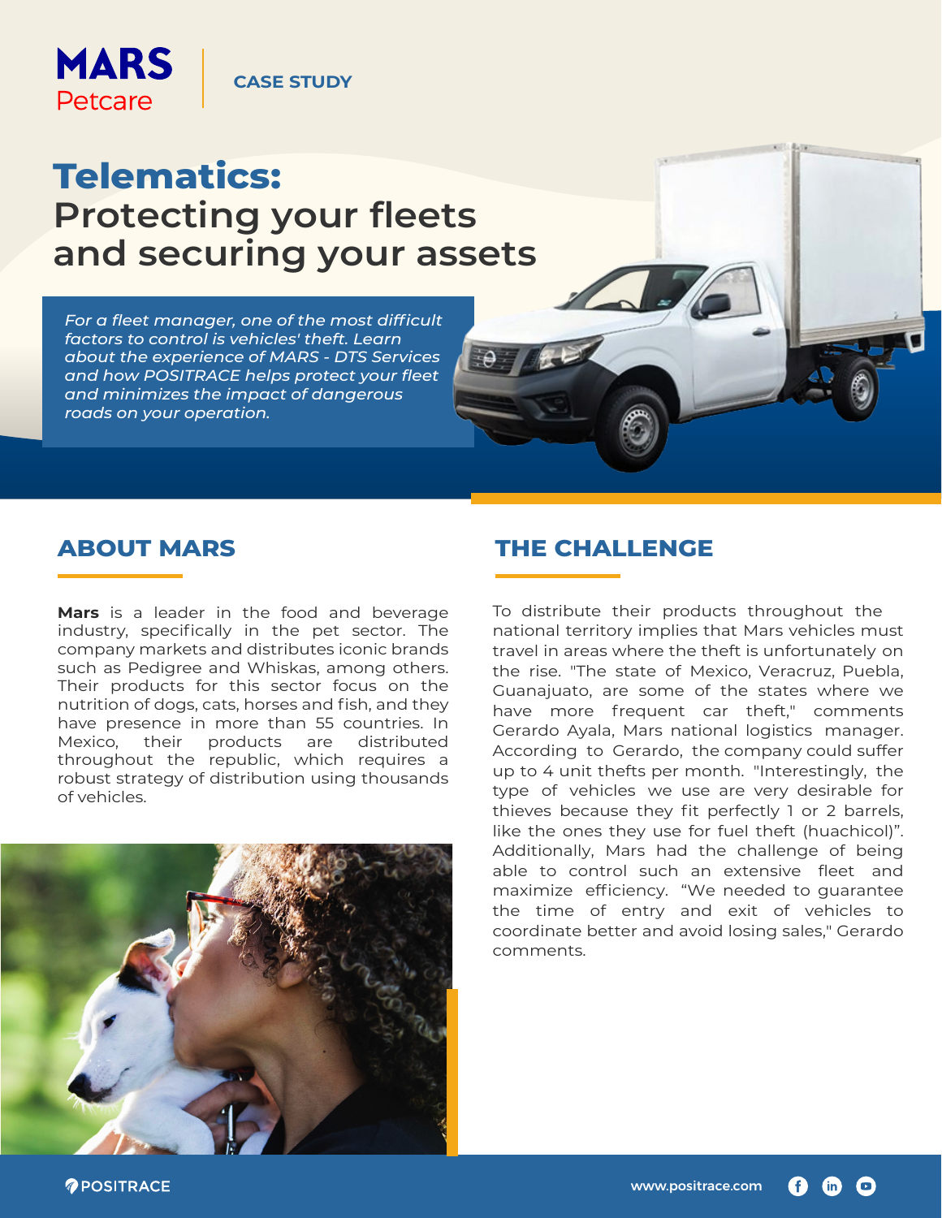MARS Petcare

CASE STUDY

# Telematics: Protecting your fleets and securing your assets

*For a fleet manager, one of the most difficult factors to control is vehicles' theft. Learn about the experience of MARS - DTS Services and how POSITRACE helps protect your fleet and minimizes the impact of dangerous roads on your operation.*

## ABOUT MARS

**Mars** is a leader in the food and beverage industry, specifically in the pet sector. The company markets and distributes iconic brands such as Pedigree and Whiskas, among others. Their products for this sector focus on the nutrition of dogs, cats, horses and fish, and they have presence in more than 55 countries. In Mexico, their products are distributed throughout the republic, which requires a robust strategy of distribution using thousands of vehicles.

## THE CHALLENGE

To distribute their products throughout the national territory implies that Mars vehicles must travel in areas where the theft is unfortunately on the rise. "The state of Mexico, Veracruz, Puebla, Guanajuato, are some of the states where we have more frequent car theft," comments Gerardo Ayala, Mars national logistics manager. According to Gerardo, the company could suffer up to 4 unit thefts per month. "Interestingly, the type of vehicles we use are very desirable for thieves because they fit perfectly 1 or 2 barrels, like the ones they use for fuel theft (huachicol)". Additionally, Mars had the challenge of being able to control such an extensive fleet and maximize efficiency. "We needed to guarantee the time of entry and exit of vehicles to coordinate better and avoid losing sales," Gerardo comments.

POSITRACE

www.positrace.com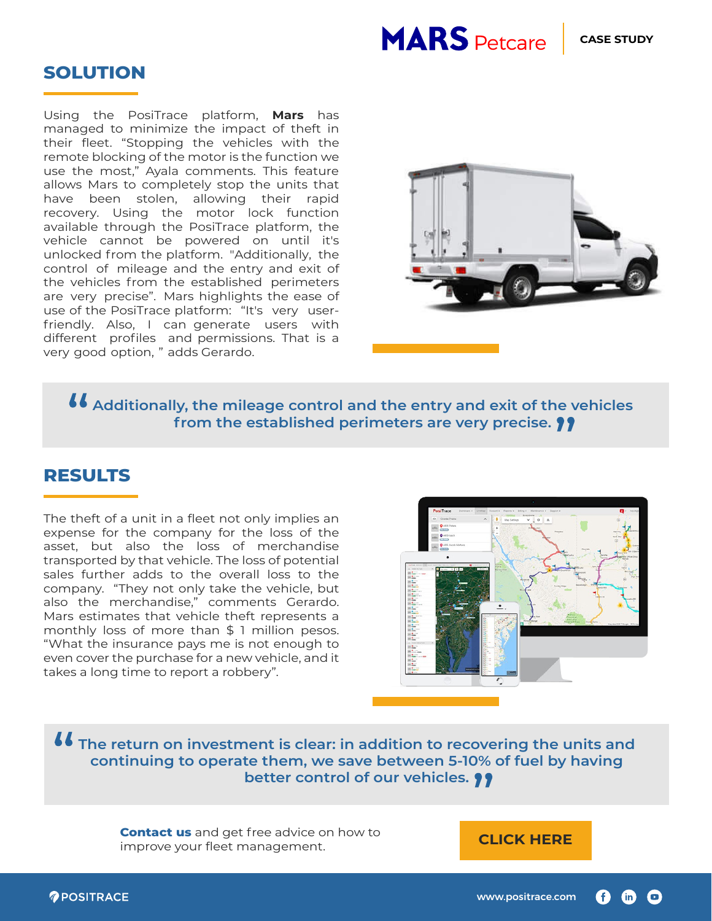## SOLUTION

Using the PosiTrace platform, **Mars** has managed to minimize the impact of theft in their fleet. "Stopping the vehicles with the remote blocking of the motor is the function we use the most," Ayala comments. This feature allows Mars to completely stop the units that have been stolen, allowing their rapid recovery. Using the motor lock function available through the PosiTrace platform, the vehicle cannot be powered on until it's unlocked from the platform. "Additionally, the control of mileage and the entry and exit of the vehicles from the established perimeters are very precise". Mars highlights the ease of use of the PosiTrace platform: "It's very user-friendly. Also, I can generate users with different profiles and permissions. That is a very good option, " adds Gerardo.

> "Additionally, the mileage control and the entry and exit of the vehicles from the established perimeters are very precise."

## RESULTS

The theft of a unit in a fleet not only implies an expense for the company for the loss of the asset, but also the loss of merchandise transported by that vehicle. The loss of potential sales further adds to the overall loss to the company. "They not only take the vehicle, but also the merchandise," comments Gerardo. Mars estimates that vehicle theft represents a monthly loss of more than $ 1 million pesos. "What the insurance pays me is not enough to even cover the purchase for a new vehicle, and it takes a long time to report a robbery".

> "The return on investment is clear: in addition to recovering the units and continuing to operate them, we save between 5-10% of fuel by having better control of our vehicles."

**Contact us** and get free advice on how to improve your fleet management.

CLICK HERE

POSITRACE www.positrace.com